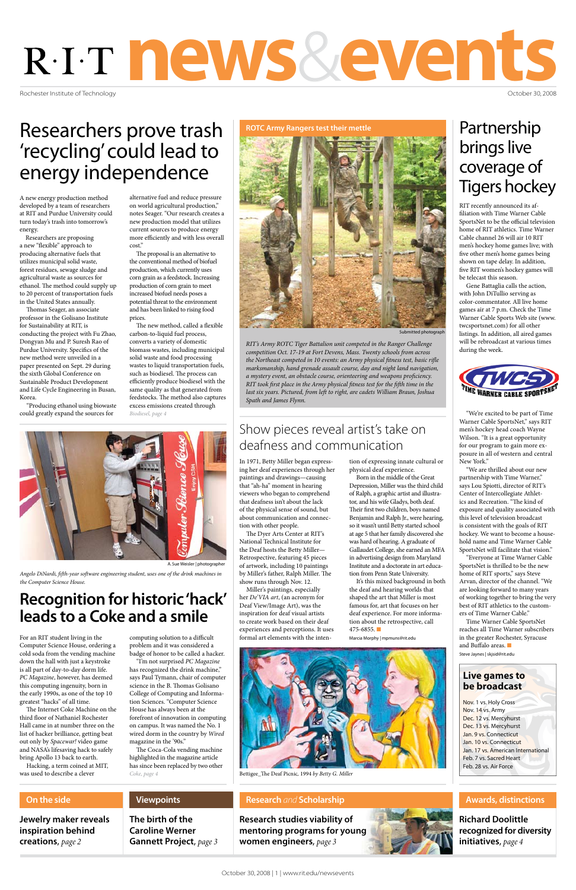# R·I·T news&events

Rochester Institute of Technology

October 30, 2008

## Researchers prove trash 'recycling' could lead to energy independence

A new energy production method developed by a team of researchers at RIT and Purdue University could turn today's trash into tomorrow's energy.

Researchers are proposing a new "flexible" approach to producing alternative fuels that utilizes municipal solid waste, forest residues, sewage sludge and agricultural waste as sources for ethanol. The method could supply up to 20 percent of transportation fuels in the United States annually.

Thomas Seager, an associate professor in the Golisano Institute for Sustainability at RIT, is conducting the project with Fu Zhao, Dongyan Mu and P. Suresh Rao of Purdue University. Specifics of the new method were unveiled in a paper presented on Sept. 29 during the sixth Global Conference on Sustainable Product Development and Life Cycle Engineering in Busan, Korea.

"Producing ethanol using biowaste could greatly expand the sources for alternative fuel and reduce pressure on world agricultural production," notes Seager. "Our research creates a new production model that utilizes current sources to produce energy more efficiently and with less overall cost."

The proposal is an alternative to the conventional method of biofuel production, which currently uses corn grain as a feedstock. Increasing production of corn grain to meet increased biofuel needs poses a potential threat to the environment and has been linked to rising food prices.

The new method, called a flexible carbon-to-liquid fuel process, converts a variety of domestic biomass wastes, including municipal solid waste and food processing wastes to liquid transportation fuels, such as biodiesel. The process can efficiently produce biodiesel with the same quality as that generated from feedstocks. The method also captures excess emissions created through

*Biodiesel, page 4*

## ROTC Army Rangers test their mettle

Submitted photograph

*RIT's Army ROTC Tiger Battalion unit competed in the Ranger Challenge competition Oct. 17-19 at Fort Devens, Mass. Twenty schools from across the Northeast competed in 10 events: an Army physical fitness test, basic rifle marksmanship, hand grenade assault course, day and night land navigation, a mystery event, an obstacle course, orienteering and weapons proficiency. RIT took first place in the Army physical fitness test for the fifth time in the last six years. Pictured, from left to right, are cadets William Braun, Joshua Spath and James Flynn.*

## Partnership brings live coverage of Tigers hockey

RIT recently announced its affiliation with Time Warner Cable SportsNet to be the official television home of RIT athletics. Time Warner Cable channel 26 will air 10 RIT men's hockey home games live; with five other men's home games being shown on tape delay. In addition, five RIT women's hockey games will be telecast this season.

Gene Battaglia calls the action, with John DiTullio serving as color-commentator. All live home games air at 7 p.m. Check the Time Warner Cable Sports Web site (www.twcsportsnet.com) for all other listings. In addition, all aired games will be rebroadcast at various times during the week.

"We're excited to be part of Time Warner Cable SportsNet," says RIT men's hockey head coach Wayne Wilson. "It is a great opportunity for our program to gain more exposure in all of western and central New York."

"We are thrilled about our new partnership with Time Warner," says Lou Spiotti, director of RIT's Center of Intercollegiate Athletics and Recreation. "The kind of exposure and quality associated with this level of television broadcast is consistent with the goals of RIT hockey. We want to become a household name and Time Warner Cable SportsNet will facilitate that vision."

"Everyone at Time Warner Cable SportsNet is thrilled to be the new home of RIT sports," says Steve Arvan, director of the channel. "We are looking forward to many years of working together to bring the very best of RIT athletics to the customers of Time Warner Cable."

Time Warner Cable SportsNet reaches all Time Warner subscribers in the greater Rochester, Syracuse and Buffalo areas.

Steve Jaynes | skjsid@rit.edu

### Live games to be broadcast

- Nov. 1 vs. Holy Cross
- Nov. 14 vs. Army
- Dec. 12 vs. Mercyhurst
- Dec. 13 vs. Mercyhurst
- Jan. 9 vs. Connecticut
- Jan. 10 vs. Connecticut
- Jan. 17 vs. American International
- Feb. 7 vs. Sacred Heart
- Feb. 28 vs. Air Force

A. Sue Weisler | photographer

*Angelo DiNardi, fifth-year software engineering student, uses one of the drink machines in the Computer Science House.*

## Recognition for historic 'hack' leads to a Coke and a smile

For an RIT student living in the Computer Science House, ordering a cold soda from the vending machine down the hall with just a keystroke is all part of day-to-day dorm life. *PC Magazine*, however, has deemed this computing ingenuity, born in the early 1990s, as one of the top 10 greatest "hacks" of all time.

The Internet Coke Machine on the third floor of Nathaniel Rochester Hall came in at number three on the list of hacker brilliance, getting beat out only by *Spacewar!* video game and NASA's lifesaving hack to safely bring Apollo 13 back to earth.

Hacking, a term coined at MIT, was used to describe a clever computing solution to a difficult problem and it was considered a badge of honor to be called a hacker.

"I'm not surprised *PC Magazine* has recognized the drink machine," says Paul Tymann, chair of computer science in the B. Thomas Golisano College of Computing and Information Sciences. "Computer Science House has always been at the forefront of innovation in computing on campus. It was named the No. 1 wired dorm in the country by *Wired* magazine in the '90s."

The Coca-Cola vending machine highlighted in the magazine article has since been replaced by two other

*Coke, page 4*

## Show pieces reveal artist's take on deafness and communication

In 1971, Betty Miller began expressing her deaf experiences through her paintings and drawings—causing that "ah-ha" moment in hearing viewers who began to comprehend that deafness isn't about the lack of the physical sense of sound, but about communication and connection with other people.

The Dyer Arts Center at RIT's National Technical Institute for the Deaf hosts the Betty Miller—Retrospective, featuring 45 pieces of artwork, including 10 paintings by Miller's father, Ralph Miller. The show runs through Nov. 12.

Miller's paintings, especially her *De'VIA art*, (an acronym for Deaf View/Image Art), was the inspiration for deaf visual artists to create work based on their deaf experiences and perceptions. It uses formal art elements with the intention of expressing innate cultural or physical deaf experience.

Born in the middle of the Great Depression, Miller was the third child of Ralph, a graphic artist and illustrator, and his wife Gladys, both deaf. Their first two children, boys named Benjamin and Ralph Jr., were hearing, so it wasn't until Betty started school at age 5 that her family discovered she was hard of hearing. A graduate of Gallaudet College, she earned an MFA in advertising design from Maryland Institute and a doctorate in art education from Penn State University.

It's this mixed background in both the deaf and hearing worlds that shaped the art that Miller is most famous for, art that focuses on her deaf experience. For more information about the retrospective, call 475-6855.

Marcia Morphy | mpmuns@rit.edu

Bettigee_The Deaf Picnic, 1994 *by Betty G. Miller*

---

**On the side**

**Jewelry maker reveals inspiration behind creations,** *page 2*

**Viewpoints**

**The birth of the Caroline Werner Gannett Project,** *page 3*

**Research *and* Scholarship**

**Research studies viability of mentoring programs for young women engineers,** *page 3*

**Awards, distinctions**

**Richard Doolittle recognized for diversity initiatives,** *page 4*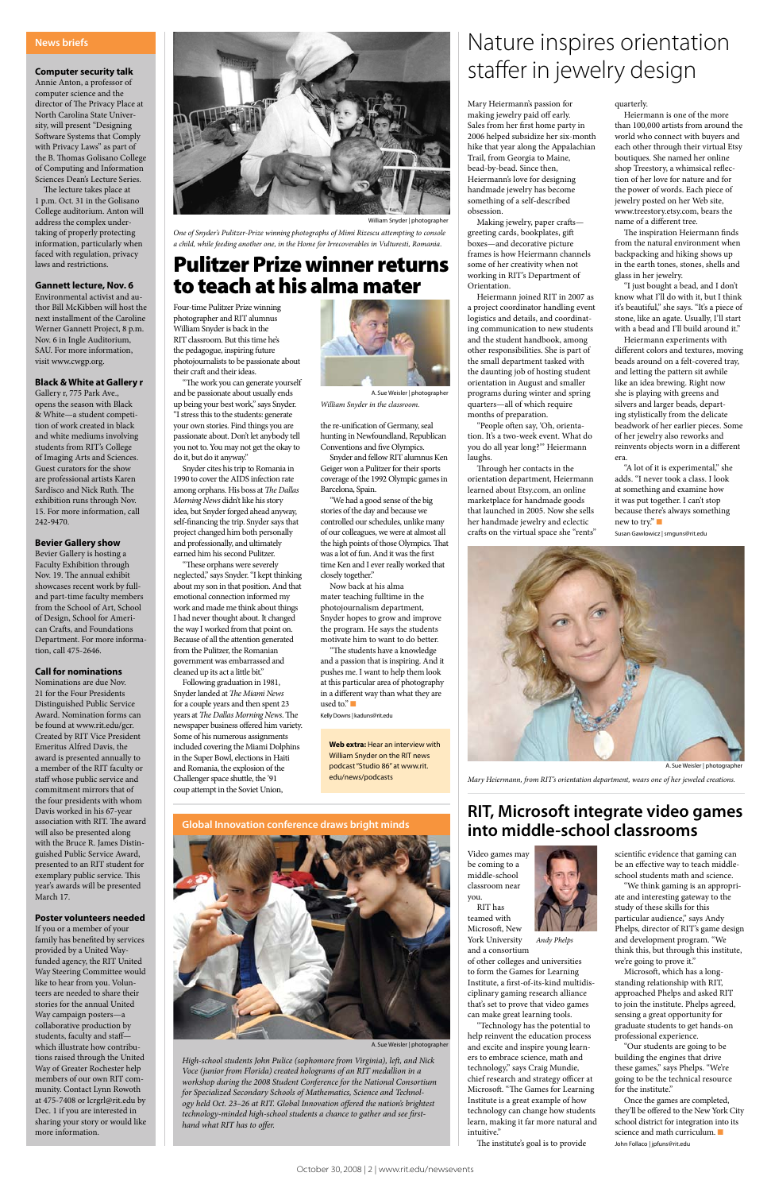## News briefs

### Computer security talk

Annie Anton, a professor of computer science and the director of The Privacy Place at North Carolina State University, will present "Designing Software Systems that Comply with Privacy Laws" as part of the B. Thomas Golisano College of Computing and Information Sciences Dean's Lecture Series.

The lecture takes place at 1 p.m. Oct. 31 in the Golisano College auditorium. Anton will address the complex undertaking of properly protecting information, particularly when faced with regulation, privacy laws and restrictions.

### Gannett lecture, Nov. 6

Environmental activist and author Bill McKibben will host the next installment of the Caroline Werner Gannett Project, 8 p.m. Nov. 6 in Ingle Auditorium, SAU. For more information, visit www.cwgp.org.

### Black & White at Gallery r

Gallery r, 775 Park Ave., opens the season with Black & White—a student competition of work created in black and white mediums involving students from RIT's College of Imaging Arts and Sciences. Guest curators for the show are professional artists Karen Sardisco and Nick Ruth. The exhibition runs through Nov. 15. For more information, call 242-9470.

### Bevier Gallery show

Bevier Gallery is hosting a Faculty Exhibition through Nov. 19. The annual exhibit showcases recent work by full- and part-time faculty members from the School of Art, School of Design, School for American Crafts, and Foundations Department. For more information, call 475-2646.

### Call for nominations

Nominations are due Nov. 21 for the Four Presidents Distinguished Public Service Award. Nomination forms can be found at www.rit.edu/gcr. Created by RIT Vice President Emeritus Alfred Davis, the award is presented annually to a member of the RIT faculty or staff whose public service and commitment mirrors that of the four presidents with whom Davis worked in his 67-year association with RIT. The award will also be presented along with the Bruce R. James Distinguished Public Service Award, presented to an RIT student for exemplary public service. This year's awards will be presented March 17.

### Poster volunteers needed

If you or a member of your family has benefited by services provided by a United Way-funded agency, the RIT United Way Steering Committee would like to hear from you. Volunteers are needed to share their stories for the annual United Way campaign posters—a collaborative production by students, faculty and staff—which illustrate how contributions raised through the United Way of Greater Rochester help members of our own RIT community. Contact Lynn Rowoth at 475-7408 or lcrgrl@rit.edu by Dec. 1 if you are interested in sharing your story or would like more information.

---

William Snyder | photographer

*One of Snyder's Pulitzer-Prize winning photographs of Mimi Rizescu attempting to console a child, while feeding another one, in the Home for Irrecoverables in Vulturesti, Romania.*

# Pulitzer Prize winner returns to teach at his alma mater

Four-time Pulitzer Prize winning photographer and RIT alumnus William Snyder is back in the RIT classroom. But this time he's the pedagogue, inspiring future photojournalists to be passionate about their craft and their ideas.

"The work you can generate yourself and be passionate about usually ends up being your best work," says Snyder. "I stress this to the students: generate your own stories. Find things you are passionate about. Don't let anybody tell you not to. You may not get the okay to do it, but do it anyway."

Snyder cites his trip to Romania in 1990 to cover the AIDS infection rate among orphans. His boss at *The Dallas Morning News* didn't like his story idea, but Snyder forged ahead anyway, self-financing the trip. Snyder says that project changed him both personally and professionally, and ultimately earned him his second Pulitzer.

"These orphans were severely neglected," says Snyder. "I kept thinking about my son in that position. And that emotional connection informed my work and made me think about things I had never thought about. It changed the way I worked from that point on. Because of all the attention generated from the Pulitzer, the Romanian government was embarrassed and cleaned up its act a little bit."

Following graduation in 1981, Snyder landed at *The Miami News* for a couple years and then spent 23 years at *The Dallas Morning News*. The newspaper business offered him variety. Some of his numerous assignments included covering the Miami Dolphins in the Super Bowl, elections in Haiti and Romania, the explosion of the Challenger space shuttle, the '91 coup attempt in the Soviet Union, the re-unification of Germany, seal hunting in Newfoundland, Republican Conventions and five Olympics.

A. Sue Weisler | photographer

*William Snyder in the classroom.*

Snyder and fellow RIT alumnus Ken Geiger won a Pulitzer for their sports coverage of the 1992 Olympic games in Barcelona, Spain.

"We had a good sense of the big stories of the day and because we controlled our schedules, unlike many of our colleagues, we were at almost all the high points of those Olympics. That was a lot of fun. And it was the first time Ken and I ever really worked that closely together."

Now back at his alma mater teaching fulltime in the photojournalism department, Snyder hopes to grow and improve the program. He says the students motivate him to want to do better.

"The students have a knowledge and a passion that is inspiring. And it pushes me. I want to help them look at this particular area of photography in a different way than what they are used to."

Kelly Downs | kaduns@rit.edu

**Web extra:** Hear an interview with William Snyder on the RIT news podcast "Studio 86" at www.rit.edu/news/podcasts

---

## Global Innovation conference draws bright minds

A. Sue Weisler | photographer

*High-school students John Pulice (sophomore from Virginia), left, and Nick Voce (junior from Florida) created holograms of an RIT medallion in a workshop during the 2008 Student Conference for the National Consortium for Specialized Secondary Schools of Mathematics, Science and Technology held Oct. 23–26 at RIT. Global Innovation offered the nation's brightest technology-minded high-school students a chance to gather and see first-hand what RIT has to offer.*

---

# Nature inspires orientation staffer in jewelry design

Mary Heiermann's passion for making jewelry paid off early. Sales from her first home party in 2006 helped subsidize her six-month hike that year along the Appalachian Trail, from Georgia to Maine, bead-by-bead. Since then, Heiermann's love for designing handmade jewelry has become something of a self-described obsession.

Making jewelry, paper crafts—greeting cards, bookplates, gift boxes—and decorative picture frames is how Heiermann channels some of her creativity when not working in RIT's Department of Orientation.

Heiermann joined RIT in 2007 as a project coordinator handling event logistics and details, and coordinating communication to new students and the student handbook, among other responsibilities. She is part of the small department tasked with the daunting job of hosting student orientation in August and smaller programs during winter and spring quarters—all of which require months of preparation.

"People often say, 'Oh, orientation. It's a two-week event. What do you do all year long?'" Heiermann laughs.

Through her contacts in the orientation department, Heiermann learned about Etsy.com, an online marketplace for handmade goods that launched in 2005. Now she sells her handmade jewelry and eclectic crafts on the virtual space she "rents" quarterly.

Heiermann is one of the more than 100,000 artists from around the world who connect with buyers and each other through their virtual Etsy boutiques. She named her online shop Treestory, a whimsical reflection of her love for nature and for the power of words. Each piece of jewelry posted on her Web site, www.treestory.etsy.com, bears the name of a different tree.

The inspiration Heiermann finds from the natural environment when backpacking and hiking shows up in the earth tones, stones, shells and glass in her jewelry.

"I just bought a bead, and I don't know what I'll do with it, but I think it's beautiful," she says. "It's a piece of stone, like an agate. Usually, I'll start with a bead and I'll build around it."

Heiermann experiments with different colors and textures, moving beads around on a felt-covered tray, and letting the pattern sit awhile like an idea brewing. Right now she is playing with greens and silvers and larger beads, departing stylistically from the delicate beadwork of her earlier pieces. Some of her jewelry also reworks and reinvents objects worn in a different era.

"A lot of it is experimental," she adds. "I never took a class. I look at something and examine how it was put together. I can't stop because there's always something new to try."

Susan Gawlowicz | smguns@rit.edu

A. Sue Weisler | photographer

*Mary Heiermann, from RIT's orientation department, wears one of her jeweled creations.*

---

# RIT, Microsoft integrate video games into middle-school classrooms

Video games may be coming to a middle-school classroom near you.

RIT has teamed with Microsoft, New York University and a consortium of other colleges and universities to form the Games for Learning Institute, a first-of-its-kind multidisciplinary gaming research alliance that's set to prove that video games can make great learning tools.

*Andy Phelps*

"Technology has the potential to help reinvent the education process and excite and inspire young learners to embrace science, math and technology," says Craig Mundie, chief research and strategy officer at Microsoft. "The Games for Learning Institute is a great example of how technology can change how students learn, making it far more natural and intuitive."

The institute's goal is to provide scientific evidence that gaming can be an effective way to teach middle-school students math and science.

"We think gaming is an appropriate and interesting gateway to the study of these skills for this particular audience," says Andy Phelps, director of RIT's game design and development program. "We think this, but through this institute, we're going to prove it."

Microsoft, which has a long-standing relationship with RIT, approached Phelps and asked RIT to join the institute. Phelps agreed, sensing a great opportunity for graduate students to get hands-on professional experience.

"Our students are going to be building the engines that drive these games," says Phelps. "We're going to be the technical resource for the institute."

Once the games are completed, they'll be offered to the New York City school district for integration into its science and math curriculum.

John Follaco | jpfuns@rit.edu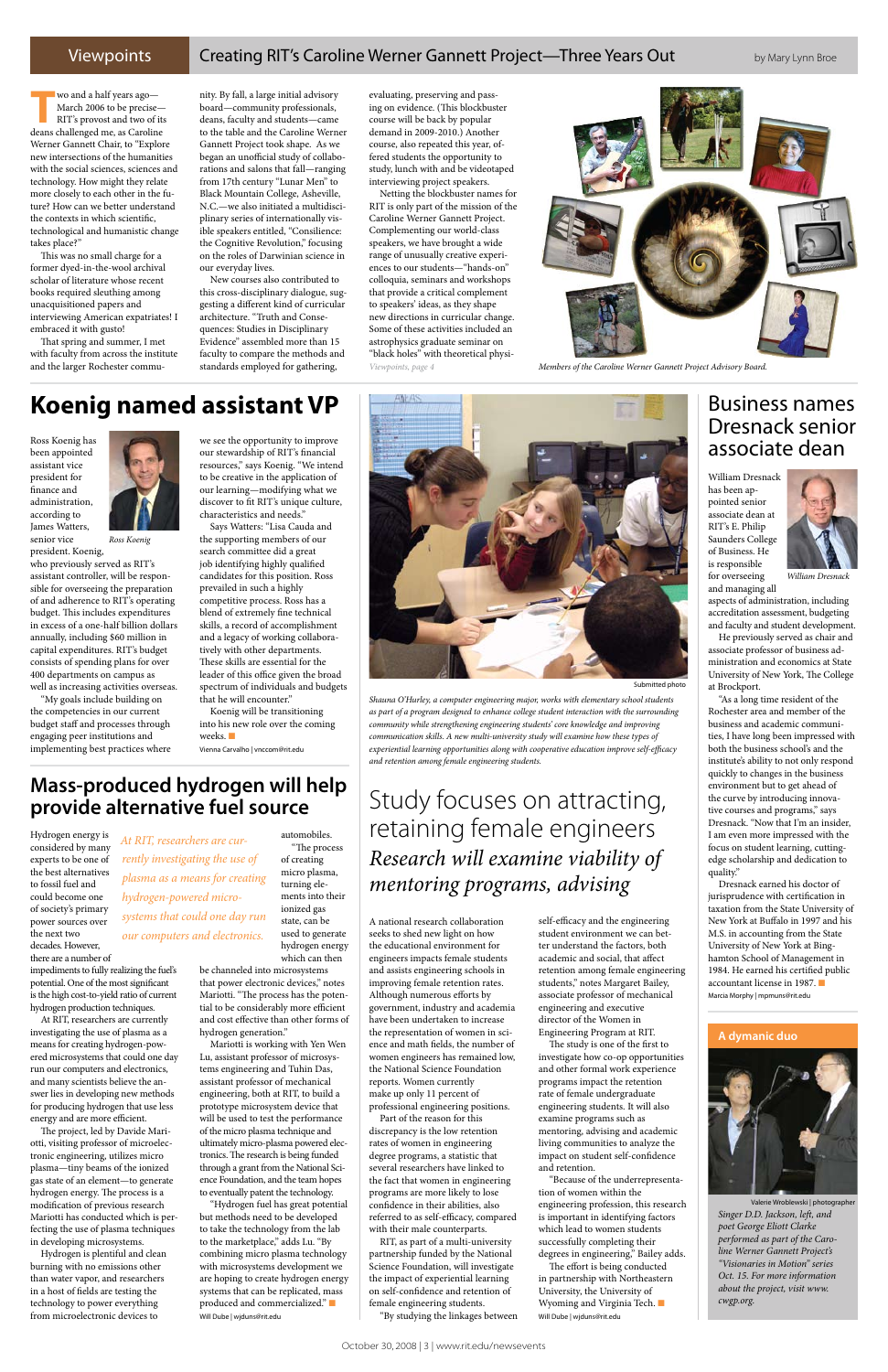## Viewpoints

# Creating RIT's Caroline Werner Gannett Project—Three Years Out

by Mary Lynn Broe

Two and a half years ago—March 2006 to be precise—RIT's provost and two of its deans challenged me, as Caroline Werner Gannett Chair, to "Explore new intersections of the humanities with the social sciences, sciences and technology. How might they relate more closely to each other in the future? How can we better understand the contexts in which scientific, technological and humanistic change takes place?"

This was no small charge for a former dyed-in-the-wool archival scholar of literature whose recent books required sleuthing among unacquisitioned papers and interviewing American expatriates! I embraced it with gusto!

That spring and summer, I met with faculty from across the institute and the larger Rochester community. By fall, a large initial advisory board—community professionals, deans, faculty and students—came to the table and the Caroline Werner Gannett Project took shape. As we began an unofficial study of collaborations and salons that fall—ranging from 17th century "Lunar Men" to Black Mountain College, Asheville, N.C.—we also initiated a multidisciplinary series of internationally visible speakers entitled, "Consilience: the Cognitive Revolution," focusing on the roles of Darwinian science in our everyday lives.

New courses also contributed to this cross-disciplinary dialogue, suggesting a different kind of curricular architecture. "Truth and Consequences: Studies in Disciplinary Evidence" assembled more than 15 faculty to compare the methods and standards employed for gathering, evaluating, preserving and passing on evidence. (This blockbuster course will be back by popular demand in 2009-2010.) Another course, also repeated this year, offered students the opportunity to study, lunch with and be videotaped interviewing project speakers.

Netting the blockbuster names for RIT is only part of the mission of the Caroline Werner Gannett Project. Complementing our world-class speakers, we have brought a wide range of unusually creative experiences to our students—"hands-on" colloquia, seminars and workshops that provide a critical complement to speakers' ideas, as they shape new directions in curricular change. Some of these activities included an astrophysics graduate seminar on "black holes" with theoretical physi-

*Viewpoints, page 4*

*Members of the Caroline Werner Gannett Project Advisory Board.*

# Koenig named assistant VP

Ross Koenig has been appointed assistant vice president for finance and administration, according to James Watters, senior vice president. Koenig, who previously served as RIT's assistant controller, will be responsible for overseeing the preparation of and adherence to RIT's operating budget. This includes expenditures in excess of a one-half billion dollars annually, including $60 million in capital expenditures. RIT's budget consists of spending plans for over 400 departments on campus as well as increasing activities overseas.

*Ross Koenig*

"My goals include building on the competencies in our current budget staff and processes through engaging peer institutions and implementing best practices where we see the opportunity to improve our stewardship of RIT's financial resources," says Koenig. "We intend to be creative in the application of our learning—modifying what we discover to fit RIT's unique culture, characteristics and needs."

Says Watters: "Lisa Cauda and the supporting members of our search committee did a great job identifying highly qualified candidates for this position. Ross prevailed in such a highly competitive process. Ross has a blend of extremely fine technical skills, a record of accomplishment and a legacy of working collaboratively with other departments. These skills are essential for the leader of this office given the broad spectrum of individuals and budgets that he will encounter."

Koenig will be transitioning into his new role over the coming weeks.

Vienna Carvalho | vnccom@rit.edu

Submitted photo

*Shauna O'Hurley, a computer engineering major, works with elementary school students as part of a program designed to enhance college student interaction with the surrounding community while strengthening engineering students' core knowledge and improving communication skills. A new multi-university study will examine how these types of experiential learning opportunities along with cooperative education improve self-efficacy and retention among female engineering students.*

# Business names Dresnack senior associate dean

William Dresnack has been appointed senior associate dean at RIT's E. Philip Saunders College of Business. He is responsible for overseeing and managing all aspects of administration, including accreditation assessment, budgeting and faculty and student development.

*William Dresnack*

He previously served as chair and associate professor of business administration and economics at State University of New York, The College at Brockport.

"As a long time resident of the Rochester area and member of the business and academic communities, I have long been impressed with both the business school's and the institute's ability to not only respond quickly to changes in the business environment but to get ahead of the curve by introducing innovative courses and programs," says Dresnack. "Now that I'm an insider, I am even more impressed with the focus on student learning, cutting-edge scholarship and dedication to quality."

Dresnack earned his doctor of jurisprudence with certification in taxation from the State University of New York at Buffalo in 1997 and his M.S. in accounting from the State University of New York at Binghamton School of Management in 1984. He earned his certified public accountant license in 1987.

Marcia Morphy | mpmuns@rit.edu

# Mass-produced hydrogen will help provide alternative fuel source

*At RIT, researchers are currently investigating the use of plasma as a means for creating hydrogen-powered micro-systems that could one day run our computers and electronics.*

Hydrogen energy is considered by many experts to be one of the best alternatives to fossil fuel and could become one of society's primary power sources over the next two decades. However, there are a number of impediments to fully realizing the fuel's potential. One of the most significant is the high cost-to-yield ratio of current hydrogen production techniques.

At RIT, researchers are currently investigating the use of plasma as a means for creating hydrogen-powered microsystems that could one day run our computers and electronics, and many scientists believe the answer lies in developing new methods for producing hydrogen that use less energy and are more efficient.

The project, led by Davide Mariotti, visiting professor of microelectronic engineering, utilizes micro plasma—tiny beams of the ionized gas state of an element—to generate hydrogen energy. The process is a modification of previous research Mariotti has conducted which is perfecting the use of plasma techniques in developing microsystems.

Hydrogen is plentiful and clean burning with no emissions other than water vapor, and researchers in a host of fields are testing the technology to power everything from microelectronic devices to automobiles.

"The process of creating plasma, turning elements into their ionized gas state, can be used to generate hydrogen energy which can then be channeled into microsystems that power electronic devices," notes Mariotti. "The process has the potential to be considerably more efficient and cost effective than other forms of hydrogen generation."

Mariotti is working with Yen Wen Lu, assistant professor of microsystems engineering and Tuhin Das, assistant professor of mechanical engineering, both at RIT, to build a prototype microsystem device that will be used to test the performance of the micro plasma technique and ultimately micro-plasma powered electronics. The research is being funded through a grant from the National Science Foundation, and the team hopes to eventually patent the technology.

"Hydrogen fuel has great potential but methods need to be developed to take the technology from the lab to the marketplace," adds Lu. "By combining micro plasma technology with microsystems development we are hoping to create hydrogen energy systems that can be replicated, mass produced and commercialized."

Will Dube | wjduns@rit.edu

# Study focuses on attracting, retaining female engineers

## *Research will examine viability of mentoring programs, advising*

A national research collaboration seeks to shed new light on how the educational environment for engineers impacts female students and assists engineering schools in improving female retention rates. Although numerous efforts by government, industry and academia have been undertaken to increase the representation of women in science and math fields, the number of women engineers has remained low, the National Science Foundation reports. Women currently make up only 11 percent of professional engineering positions.

Part of the reason for this discrepancy is the low retention rates of women in engineering degree programs, a statistic that several researchers have linked to the fact that women in engineering programs are more likely to lose confidence in their abilities, also referred to as self-efficacy, compared with their male counterparts.

RIT, as part of a multi-university partnership funded by the National Science Foundation, will investigate the impact of experiential learning on self-confidence and retention of female engineering students.

"By studying the linkages between self-efficacy and the engineering student environment we can better understand the factors, both academic and social, that affect retention among female engineering students," notes Margaret Bailey, associate professor of mechanical engineering and executive director of the Women in Engineering Program at RIT.

The study is one of the first to investigate how co-op opportunities and other formal work experience programs impact the retention rate of female undergraduate engineering students. It will also examine programs such as mentoring, advising and academic living communities to analyze the impact on student self-confidence and retention.

"Because of the underrepresentation of women within the engineering profession, this research is important in identifying factors which lead to women students successfully completing their degrees in engineering," Bailey adds.

The effort is being conducted in partnership with Northeastern University, the University of Wyoming and Virginia Tech.

Will Dube | wjduns@rit.edu

## A dymanic duo

Valerie Wroblewski | photographer

*Singer D.D. Jackson, left, and poet George Eliott Clarke performed as part of the Caroline Werner Gannett Project's "Visionaries in Motion" series Oct. 15. For more information about the project, visit www.cwgp.org.*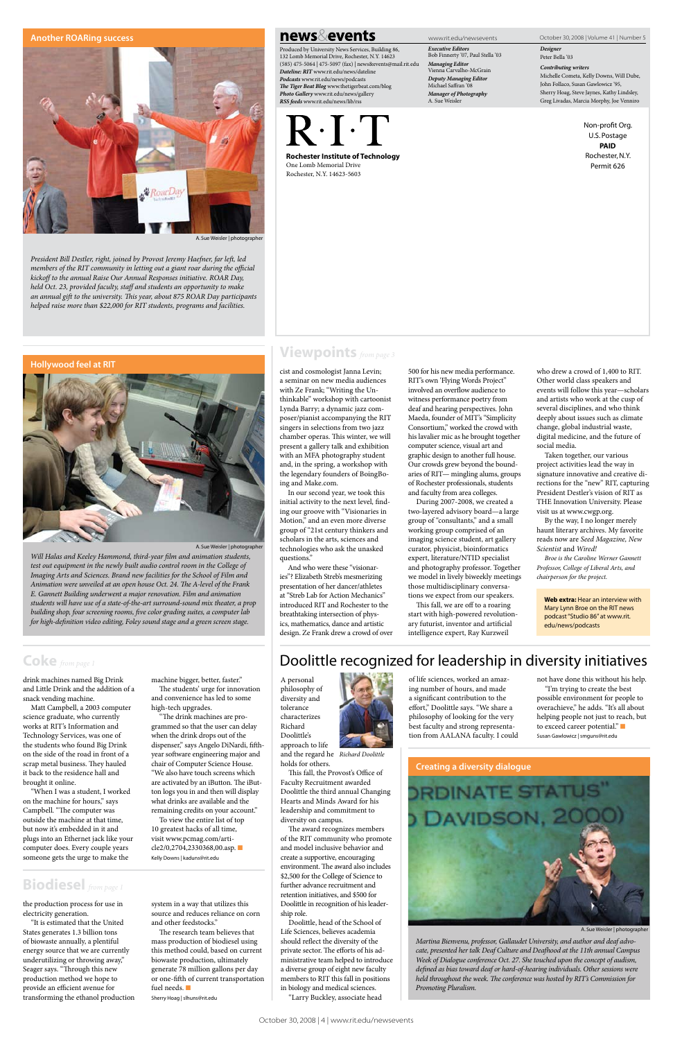## Another ROARing success

A. Sue Weisler | photographer

*President Bill Destler, right, joined by Provost Jeremy Haefner, far left, led members of the RIT community in letting out a giant roar during the official kickoff to the annual Raise Our Annual Responses initiative. ROAR Day, held Oct. 23, provided faculty, staff and students an opportunity to make an annual gift to the university. This year, about 875 ROAR Day participants helped raise more than $22,000 for RIT students, programs and facilities.*

# news&events

www.rit.edu/newsevents

October 30, 2008 | Volume 41 | Number 5

Produced by University News Services, Building 86, 132 Lomb Memorial Drive, Rochester, N.Y. 14623
(585) 475-5064 | 475-5097 (fax) | news&events@mail.rit.edu
***Dateline: RIT*** www.rit.edu/news/dateline
***Podcasts*** www.rit.edu/news/podcasts
***The Tiger Beat Blog*** www.thetigerbeat.com/blog
***Photo Gallery*** www.rit.edu/news/gallery
***RSS feeds*** www.rit.edu/news/lib/rss

***Executive Editors***
Bob Finnerty '07, Paul Stella '03
***Managing Editor***
Vienna Carvalho-McGrain
***Deputy Managing Editor***
Michael Saffran '08
***Manager of Photography***
A. Sue Weisler

***Designer***
Peter Bella '03
***Contributing writers***
Michelle Cometa, Kelly Downs, Will Dube, John Follaco, Susan Gawlowicz '95, Sherry Hoag, Steve Jaynes, Kathy Lindsley, Greg Livadas, Marcia Morphy, Joe Venniro

R·I·T
**Rochester Institute of Technology**
One Lomb Memorial Drive
Rochester, N.Y. 14623-5603

Non-profit Org.
U.S. Postage
**PAID**
Rochester, N.Y.
Permit 626

## Hollywood feel at RIT

A. Sue Weisler | photographer

*Will Halas and Keeley Hammond, third-year film and animation students, test out equipment in the newly built audio control room in the College of Imaging Arts and Sciences. Brand new facilities for the School of Film and Animation were unveiled at an open house Oct. 24. The A-level of the Frank E. Gannett Building underwent a major renovation. Film and animation students will have use of a state-of-the-art surround-sound mix theater, a prop building shop, four screening rooms, five color grading suites, a computer lab for high-definition video editing, Foley sound stage and a green screen stage.*

## Viewpoints *from page 3*

cist and cosmologist Janna Levin; a seminar on new media audiences with Ze Frank; "Writing the Unthinkable" workshop with cartoonist Lynda Barry; a dynamic jazz composer/pianist accompanying the RIT singers in selections from two jazz chamber operas. This winter, we will present a gallery talk and exhibition with an MFA photography student and, in the spring, a workshop with the legendary founders of BoingBoing and Make.com.

In our second year, we took this initial activity to the next level, finding our groove with "Visionaries in Motion," and an even more diverse group of "21st century thinkers and scholars in the arts, sciences and technologies who ask the unasked questions."

And who were these "visionaries"? Elizabeth Streb's mesmerizing presentation of her dancer/athletes at "Streb Lab for Action Mechanics" introduced RIT and Rochester to the breathtaking intersection of physics, mathematics, dance and artistic design. Ze Frank drew a crowd of over 500 for his new media performance. RIT's own 'Flying Words Project" involved an overflow audience to witness performance poetry from deaf and hearing perspectives. John Maeda, founder of MIT's "Simplicity Consortium," worked the crowd with his lavalier mic as he brought together computer science, visual art and graphic design to another full house. Our crowds grew beyond the boundaries of RIT— mingling alums, groups of Rochester professionals, students and faculty from area colleges.

During 2007-2008, we created a two-layered advisory board—a large group of "consultants," and a small working group comprised of an imaging science student, art gallery curator, physicist, bioinformatics expert, literature/NTID specialist and photography professor. Together we model in lively biweekly meetings those multidisciplinary conversations we expect from our speakers.

This fall, we are off to a roaring start with high-powered revolutionary futurist, inventor and artificial intelligence expert, Ray Kurzweil who drew a crowd of 1,400 to RIT. Other world class speakers and events will follow this year—scholars and artists who work at the cusp of several disciplines, and who think deeply about issues such as climate change, global industrial waste, digital medicine, and the future of social media.

Taken together, our various project activities lead the way in signature innovative and creative directions for the "new" RIT, capturing President Destler's vision of RIT as THE Innovation University. Please visit us at www.cwgp.org.

By the way, I no longer merely haunt literary archives. My favorite reads now are *Seed Magazine, New Scientist* and *Wired!*

*Broe is the Caroline Werner Gannett Professor, College of Liberal Arts, and chairperson for the project.*

**Web extra:** Hear an interview with Mary Lynn Broe on the RIT news podcast "Studio 86" at www.rit.edu/news/podcasts

## Coke *from page 1*

drink machines named Big Drink and Little Drink and the addition of a snack vending machine.

Matt Campbell, a 2003 computer science graduate, who currently works at RIT's Information and Technology Services, was one of the students who found Big Drink on the side of the road in front of a scrap metal business. They hauled it back to the residence hall and brought it online.

"When I was a student, I worked on the machine for hours," says Campbell. "The computer was outside the machine at that time, but now it's embedded in it and plugs into an Ethernet jack like your computer does. Every couple years someone gets the urge to make the machine bigger, better, faster."

The students' urge for innovation and convenience has led to some high-tech upgrades.

"The drink machines are programmed so that the user can delay when the drink drops out of the dispenser," says Angelo DiNardi, fifth-year software engineering major and chair of Computer Science House. "We also have touch screens which are activated by an iButton. The iButton logs you in and then will display what drinks are available and the remaining credits on your account."

To view the entire list of top 10 greatest hacks of all time, visit www.pcmag.com/article2/0,2704,2330368,00.asp.

Kelly Downs | kaduns@rit.edu

## Biodiesel *from page 1*

the production process for use in electricity generation.

"It is estimated that the United States generates 1.3 billion tons of biowaste annually, a plentiful energy source that we are currently underutilizing or throwing away," Seager says. "Through this new production method we hope to provide an efficient avenue for transforming the ethanol production system in a way that utilizes this source and reduces reliance on corn and other feedstocks."

The research team believes that mass production of biodiesel using this method could, based on current biowaste production, ultimately generate 78 million gallons per day or one-fifth of current transportation fuel needs.

Sherry Hoag | slhuns@rit.edu

# Doolittle recognized for leadership in diversity initiatives

*Richard Doolittle*

A personal philosophy of diversity and tolerance characterizes Richard Doolittle's approach to life and the regard he holds for others.

This fall, the Provost's Office of Faculty Recruitment awarded Doolittle the third annual Changing Hearts and Minds Award for his leadership and commitment to diversity on campus.

The award recognizes members of the RIT community who promote and model inclusive behavior and create a supportive, encouraging environment. The award also includes $2,500 for the College of Science to further advance recruitment and retention initiatives, and $500 for Doolittle in recognition of his leadership role.

Doolittle, head of the School of Life Sciences, believes academia should reflect the diversity of the private sector. The efforts of his administrative team helped to introduce a diverse group of eight new faculty members to RIT this fall in positions in biology and medical sciences.

"Larry Buckley, associate head of life sciences, worked an amazing number of hours, and made a significant contribution to the effort," Doolittle says. "We share a philosophy of looking for the very best faculty and strong representation from AALANA faculty. I could not have done this without his help.

"I'm trying to create the best possible environment for people to overachieve," he adds. "It's all about helping people not just to reach, but to exceed career potential."

Susan Gawlowicz | smguns@rit.edu

## Creating a diversity dialogue

A. Sue Weisler | photographer

*Martina Bienvenu, professor, Gallaudet University, and author and deaf advocate, presented her talk Deaf Culture and Deafhood at the 11th annual Campus Week of Dialogue conference Oct. 27. She touched upon the concept of audism, defined as bias toward deaf or hard-of-hearing individuals. Other sessions were held throughout the week. The conference was hosted by RIT's Commission for Promoting Pluralism.*